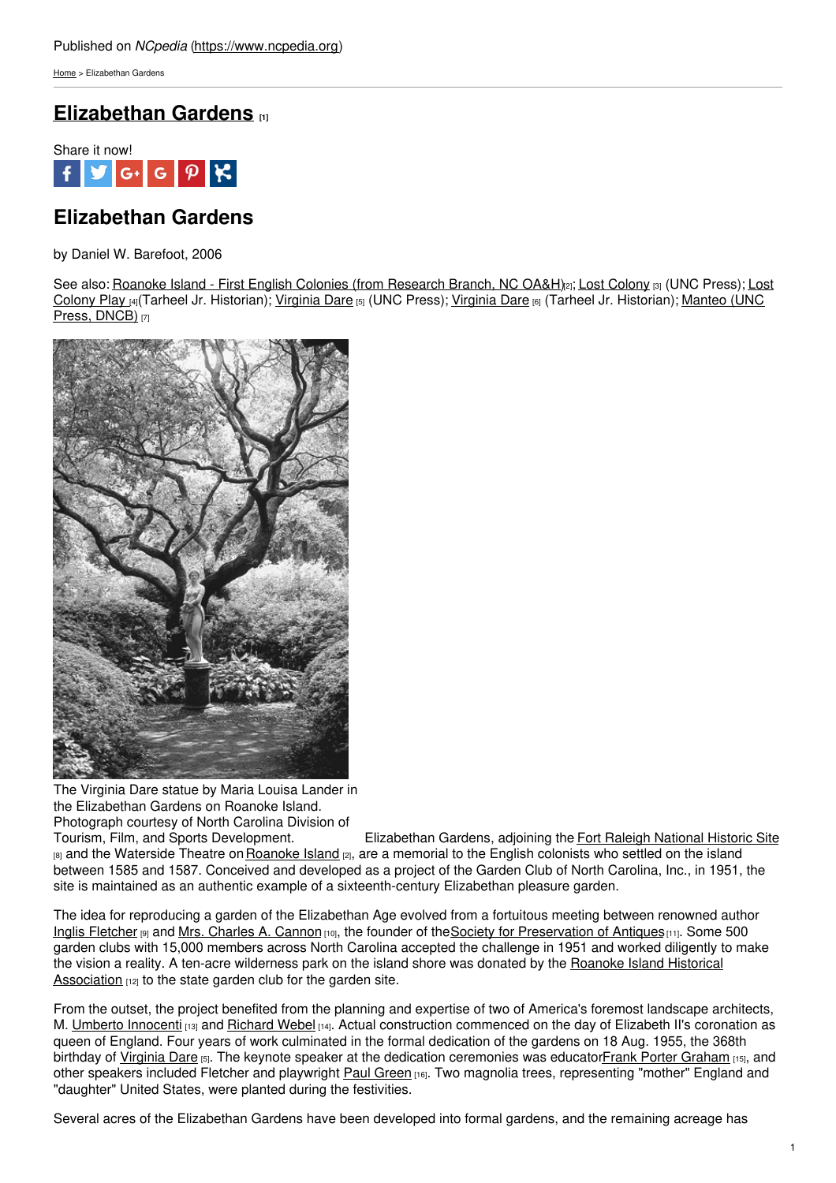Published on *NCpedia* (https://www.ncpedia.org)

Home > Elizabethan Gardens

# Elizabethan Gardens [1]

Share it now!

## Elizabethan Gardens

by Daniel W. Barefoot, 2006

See also: Roanoke Island - First English Colonies (from Research Branch, NC OA&H)[2]; Lost Colony [3] (UNC Press); Lost Colony Play [4](Tarheel Jr. Historian); Virginia Dare [5] (UNC Press); Virginia Dare [6] (Tarheel Jr. Historian); Manteo (UNC Press, DNCB) [7]

The Virginia Dare statue by Maria Louisa Lander in the Elizabethan Gardens on Roanoke Island. Photograph courtesy of North Carolina Division of Tourism, Film, and Sports Development.

Elizabethan Gardens, adjoining the Fort Raleigh National Historic Site [8] and the Waterside Theatre on Roanoke Island [2], are a memorial to the English colonists who settled on the island between 1585 and 1587. Conceived and developed as a project of the Garden Club of North Carolina, Inc., in 1951, the site is maintained as an authentic example of a sixteenth-century Elizabethan pleasure garden.

The idea for reproducing a garden of the Elizabethan Age evolved from a fortuitous meeting between renowned author Inglis Fletcher [9] and Mrs. Charles A. Cannon [10], the founder of the Society for Preservation of Antiques [11]. Some 500 garden clubs with 15,000 members across North Carolina accepted the challenge in 1951 and worked diligently to make the vision a reality. A ten-acre wilderness park on the island shore was donated by the Roanoke Island Historical Association [12] to the state garden club for the garden site.

From the outset, the project benefited from the planning and expertise of two of America's foremost landscape architects, M. Umberto Innocenti [13] and Richard Webel [14]. Actual construction commenced on the day of Elizabeth II's coronation as queen of England. Four years of work culminated in the formal dedication of the gardens on 18 Aug. 1955, the 368th birthday of Virginia Dare [5]. The keynote speaker at the dedication ceremonies was educator Frank Porter Graham [15], and other speakers included Fletcher and playwright Paul Green [16]. Two magnolia trees, representing "mother" England and "daughter" United States, were planted during the festivities.

Several acres of the Elizabethan Gardens have been developed into formal gardens, and the remaining acreage has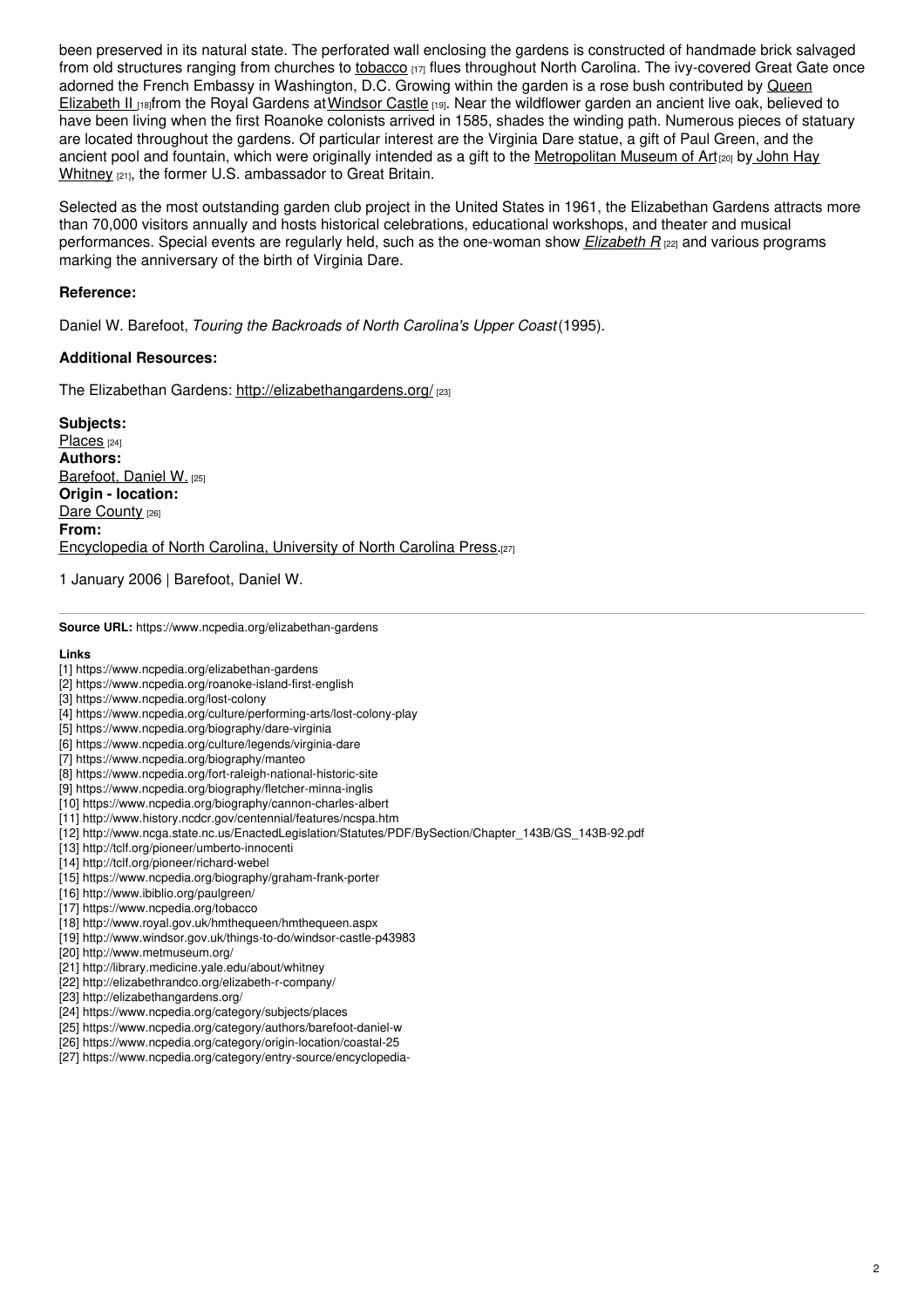been preserved in its natural state. The perforated wall enclosing the gardens is constructed of handmade brick salvaged from old structures ranging from churches to tobacco [17] flues throughout North Carolina. The ivy-covered Great Gate once adorned the French Embassy in Washington, D.C. Growing within the garden is a rose bush contributed by Queen Elizabeth II [18] from the Royal Gardens at Windsor Castle [19]. Near the wildflower garden an ancient live oak, believed to have been living when the first Roanoke colonists arrived in 1585, shades the winding path. Numerous pieces of statuary are located throughout the gardens. Of particular interest are the Virginia Dare statue, a gift of Paul Green, and the ancient pool and fountain, which were originally intended as a gift to the Metropolitan Museum of Art [20] by John Hay Whitney [21], the former U.S. ambassador to Great Britain.

Selected as the most outstanding garden club project in the United States in 1961, the Elizabethan Gardens attracts more than 70,000 visitors annually and hosts historical celebrations, educational workshops, and theater and musical performances. Special events are regularly held, such as the one-woman show *Elizabeth R* [22] and various programs marking the anniversary of the birth of Virginia Dare.

**Reference:**

Daniel W. Barefoot, *Touring the Backroads of North Carolina's Upper Coast* (1995).

**Additional Resources:**

The Elizabethan Gardens: http://elizabethangardens.org/ [23]

**Subjects:**
Places [24]
**Authors:**
Barefoot, Daniel W. [25]
**Origin - location:**
Dare County [26]
**From:**
Encyclopedia of North Carolina, University of North Carolina Press.[27]

1 January 2006 | Barefoot, Daniel W.

**Source URL:** https://www.ncpedia.org/elizabethan-gardens

**Links**
[1] https://www.ncpedia.org/elizabethan-gardens
[2] https://www.ncpedia.org/roanoke-island-first-english
[3] https://www.ncpedia.org/lost-colony
[4] https://www.ncpedia.org/culture/performing-arts/lost-colony-play
[5] https://www.ncpedia.org/biography/dare-virginia
[6] https://www.ncpedia.org/culture/legends/virginia-dare
[7] https://www.ncpedia.org/biography/manteo
[8] https://www.ncpedia.org/fort-raleigh-national-historic-site
[9] https://www.ncpedia.org/biography/fletcher-minna-inglis
[10] https://www.ncpedia.org/biography/cannon-charles-albert
[11] http://www.history.ncdcr.gov/centennial/features/ncspa.htm
[12] http://www.ncga.state.nc.us/EnactedLegislation/Statutes/PDF/BySection/Chapter_143B/GS_143B-92.pdf
[13] http://tclf.org/pioneer/umberto-innocenti
[14] http://tclf.org/pioneer/richard-webel
[15] https://www.ncpedia.org/biography/graham-frank-porter
[16] http://www.ibiblio.org/paulgreen/
[17] https://www.ncpedia.org/tobacco
[18] http://www.royal.gov.uk/hmthequeen/hmthequeen.aspx
[19] http://www.windsor.gov.uk/things-to-do/windsor-castle-p43983
[20] http://www.metmuseum.org/
[21] http://library.medicine.yale.edu/about/whitney
[22] http://elizabethrandco.org/elizabeth-r-company/
[23] http://elizabethangardens.org/
[24] https://www.ncpedia.org/category/subjects/places
[25] https://www.ncpedia.org/category/authors/barefoot-daniel-w
[26] https://www.ncpedia.org/category/origin-location/coastal-25
[27] https://www.ncpedia.org/category/entry-source/encyclopedia-